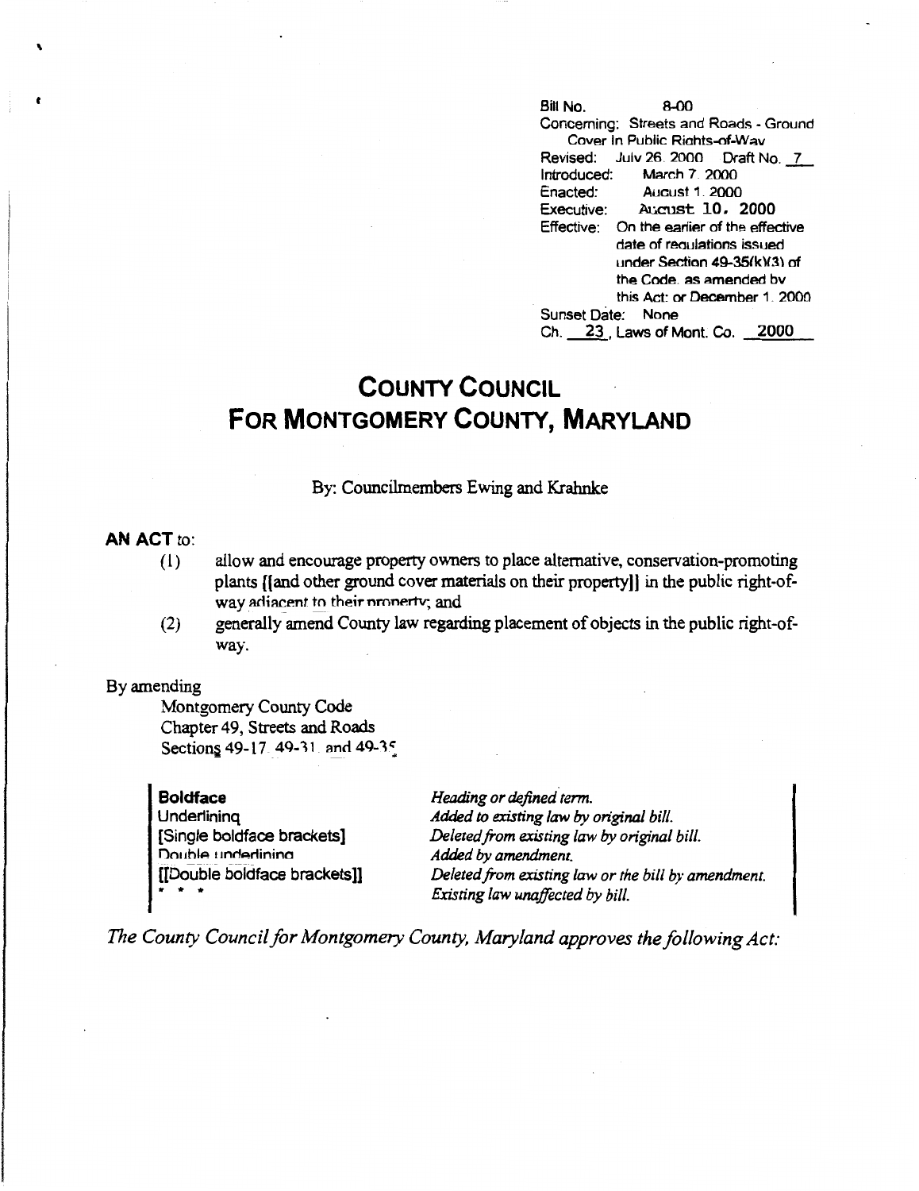Bill No. 8-00
Concerning: Streets and Roads - Ground Cover In Public Rights-of-Way
Revised: July 26, 2000 Draft No. 7
Introduced: March 7, 2000
Enacted: August 1, 2000
Executive: August 10, 2000
Effective: On the earlier of the effective date of regulations issued under Section 49-35(k)(3) of the Code, as amended by this Act; or December 1, 2000
Sunset Date: None
Ch. 23, Laws of Mont. Co. 2000

# COUNTY COUNCIL FOR MONTGOMERY COUNTY, MARYLAND

By: Councilmembers Ewing and Krahnke

**AN ACT** to:

(1) allow and encourage property owners to place alternative, conservation-promoting plants [[and other ground cover materials on their property]] in the public right-of-way adjacent to their property; and

(2) generally amend County law regarding placement of objects in the public right-of-way.

By amending

Montgomery County Code
Chapter 49, Streets and Roads
Sections 49-17, 49-31, and 49-35

| | |
|---|---|
| **Boldface** | *Heading or defined term.* |
| Underlining | *Added to existing law by original bill.* |
| [Single boldface brackets] | *Deleted from existing law by original bill.* |
| Double underlining | *Added by amendment.* |
| [[Double boldface brackets]] | *Deleted from existing law or the bill by amendment.* |
| * * * | *Existing law unaffected by bill.* |

*The County Council for Montgomery County, Maryland approves the following Act:*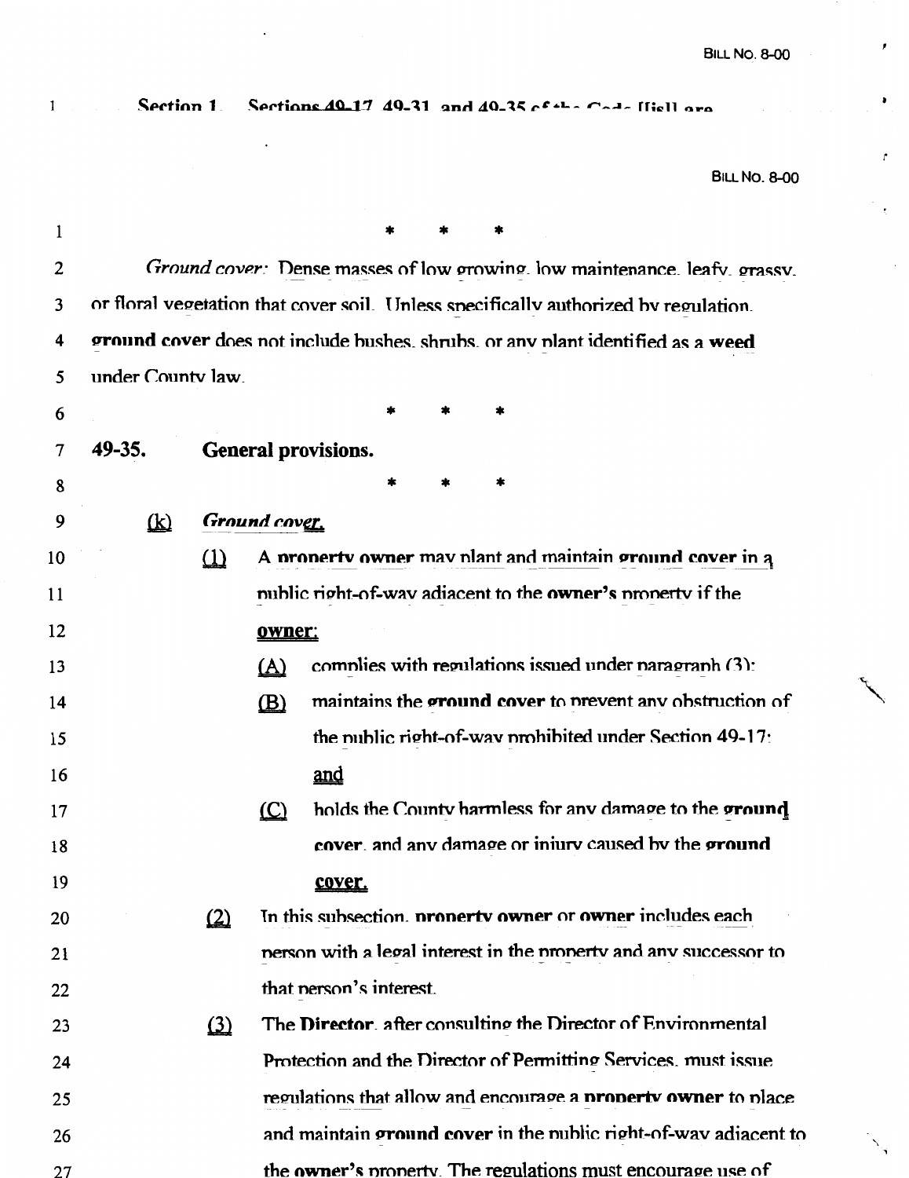Section 1. Sections 49-17, 49-31, and 49-35 of the Code [is] are

\*   \*   \*

*Ground cover:* Dense masses of low growing, low maintenance, leafy, grassy, or floral vegetation that cover soil. Unless specifically authorized by regulation, **ground cover** does not include bushes, shrubs, or any plant identified as a **weed** under County law.

\*   \*   \*

**49-35. General provisions.**

\*   \*   \*

(k) ***Ground cover.***

(1) A **property owner** may plant and maintain **ground cover** in a public right-of-way adjacent to the **owner's** property if the **owner**:

(A) complies with regulations issued under paragraph (3);

(B) maintains the **ground cover** to prevent any obstruction of the public right-of-way prohibited under Section 49-17; and

(C) holds the County harmless for any damage to the **ground cover**, and any damage or injury caused by the **ground cover**.

(2) In this subsection, **property owner** or **owner** includes each person with a legal interest in the property and any successor to that person's interest.

(3) The **Director**, after consulting the Director of Environmental Protection and the Director of Permitting Services, must issue regulations that allow and encourage a **property owner** to place and maintain **ground cover** in the public right-of-way adjacent to the **owner's** property. The regulations must encourage use of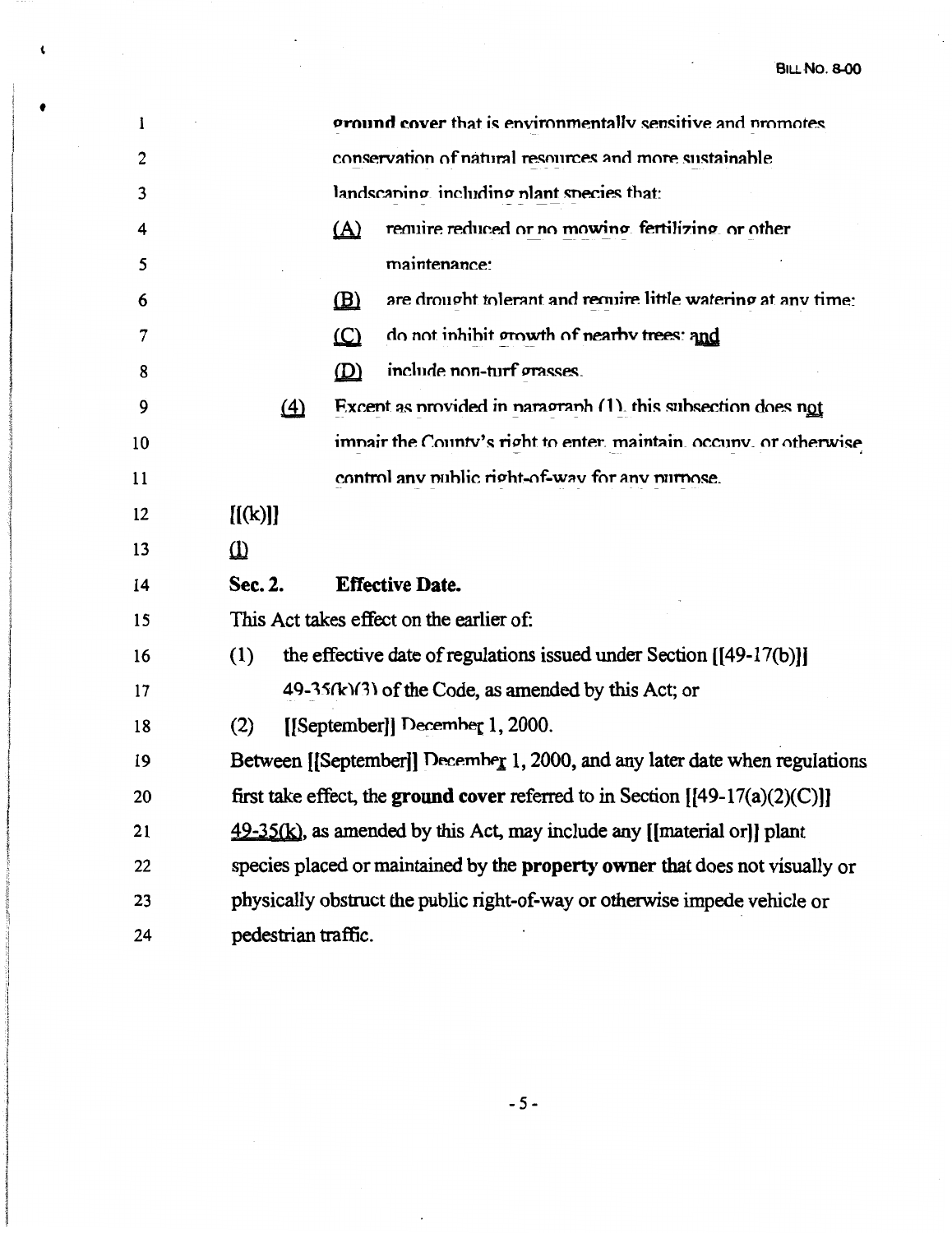ground cover that is environmentally sensitive and promotes conservation of natural resources and more sustainable landscaping, including plant species that:

(A) require reduced or no mowing, fertilizing, or other maintenance;

(B) are drought tolerant and require little watering at any time;

(C) do not inhibit growth of nearby trees; and

(D) include non-turf grasses.

(4) Except as provided in paragraph (1), this subsection does not impair the County's right to enter, maintain, occupy, or otherwise control any public right-of-way for any purpose.

[[(k)]]

(l)

**Sec. 2. Effective Date.**

This Act takes effect on the earlier of:

(1) the effective date of regulations issued under Section [[49-17(b)]] 49-35(k)(3) of the Code, as amended by this Act; or

(2) [[September]] December 1, 2000.

Between [[September]] December 1, 2000, and any later date when regulations first take effect, the **ground cover** referred to in Section [[49-17(a)(2)(C)]] 49-35(k), as amended by this Act, may include any [[material or]] plant species placed or maintained by the **property owner** that does not visually or physically obstruct the public right-of-way or otherwise impede vehicle or pedestrian traffic.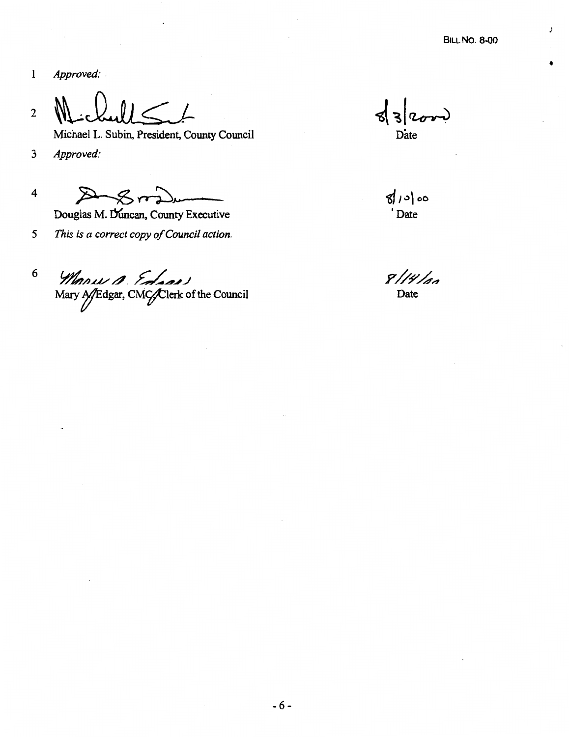1 *Approved:*

2 Michael L. Subin, President, County Council — 8/3/2000 Date

3 *Approved:*

4 Douglas M. Duncan, County Executive — 8/10/00 Date

5 *This is a correct copy of Council action.*

6 Mary A. Edgar, CMC, Clerk of the Council — 8/14/00 Date